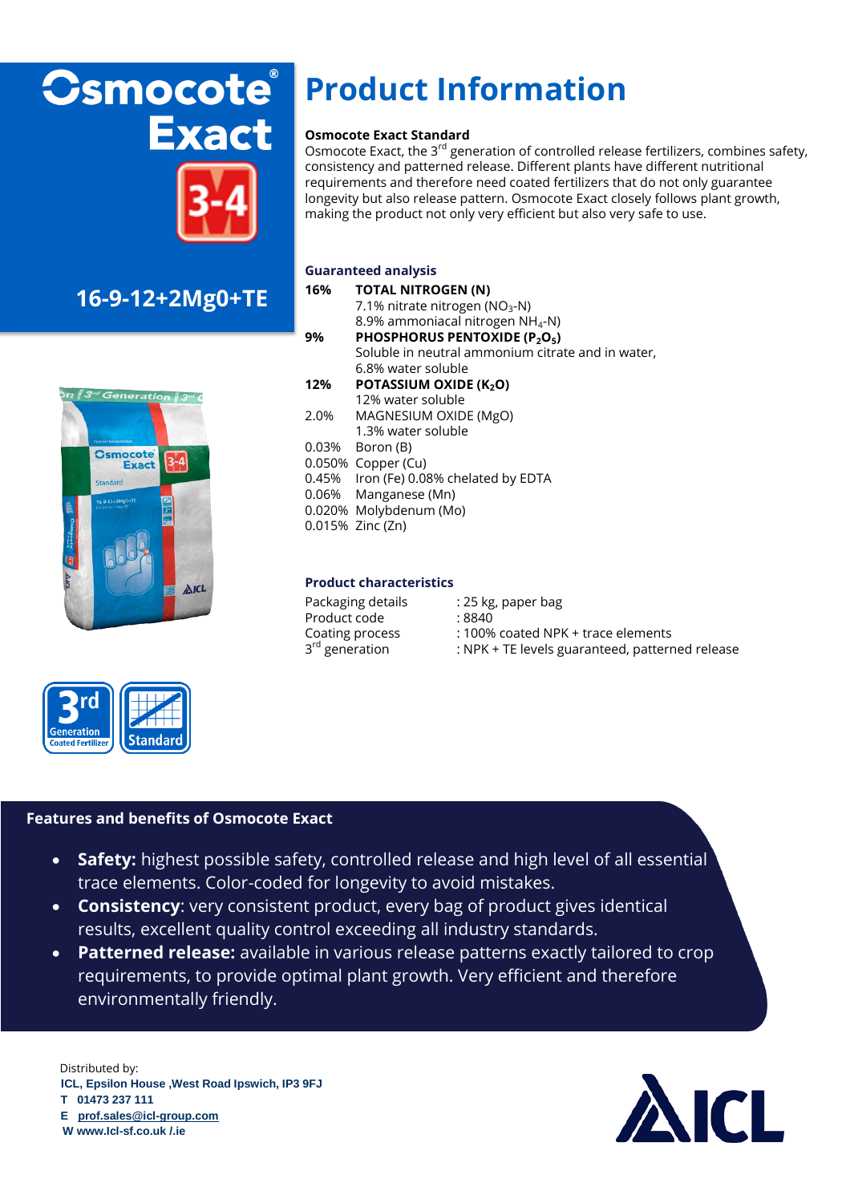# Osmocote® Exact 3-4

## 16-9-12+2Mg0+TE

# Product Information

**Osmocote Exact Standard**

Osmocote Exact, the 3rd generation of controlled release fertilizers, combines safety, consistency and patterned release. Different plants have different nutritional requirements and therefore need coated fertilizers that do not only guarantee longevity but also release pattern. Osmocote Exact closely follows plant growth, making the product not only very efficient but also very safe to use.

### Guaranteed analysis

| | |
|---|---|
| **16%** | **TOTAL NITROGEN (N)** |
| | 7.1% nitrate nitrogen ($NO_3$-N) |
| | 8.9% ammoniacal nitrogen $NH_4$-N) |
| **9%** | **PHOSPHORUS PENTOXIDE ($P_2O_5$)** |
| | Soluble in neutral ammonium citrate and in water, |
| | 6.8% water soluble |
| **12%** | **POTASSIUM OXIDE ($K_2O$)** |
| | 12% water soluble |
| 2.0% | MAGNESIUM OXIDE (MgO) |
| | 1.3% water soluble |
| 0.03% | Boron (B) |
| 0.050% | Copper (Cu) |
| 0.45% | Iron (Fe) 0.08% chelated by EDTA |
| 0.06% | Manganese (Mn) |
| 0.020% | Molybdenum (Mo) |
| 0.015% | Zinc (Zn) |

### Product characteristics

| | |
|---|---|
| Packaging details | : 25 kg, paper bag |
| Product code | : 8840 |
| Coating process | : 100% coated NPK + trace elements |
| 3rd generation | : NPK + TE levels guaranteed, patterned release |

3rd Generation Coated Fertilizer | Standard

### Features and benefits of Osmocote Exact

- **Safety:** highest possible safety, controlled release and high level of all essential trace elements. Color-coded for longevity to avoid mistakes.
- **Consistency**: very consistent product, every bag of product gives identical results, excellent quality control exceeding all industry standards.
- **Patterned release:** available in various release patterns exactly tailored to crop requirements, to provide optimal plant growth. Very efficient and therefore environmentally friendly.

Distributed by:
**ICL, Epsilon House ,West Road Ipswich, IP3 9FJ**
**T 01473 237 111**
**E prof.sales@icl-group.com**
**W www.Icl-sf.co.uk /.ie**

ICL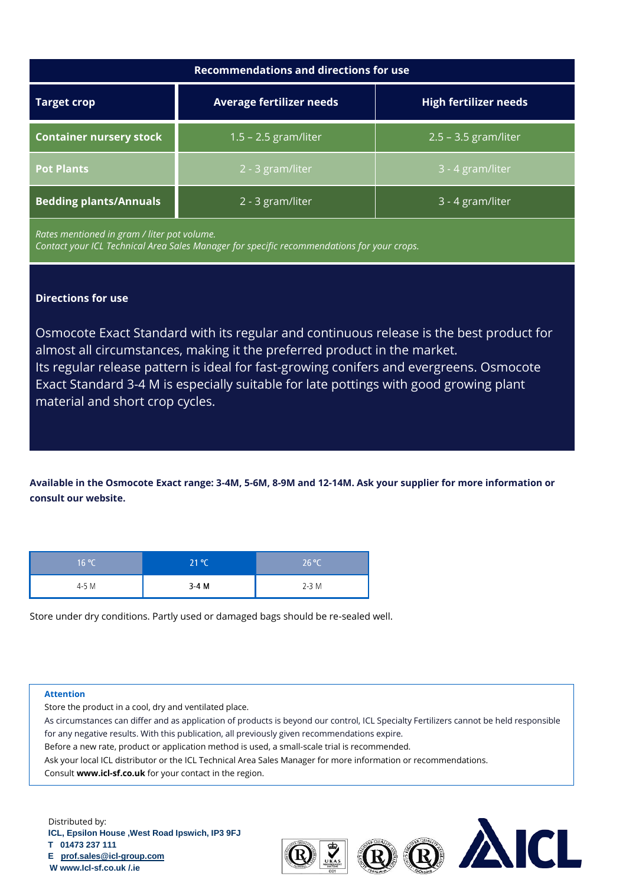| Recommendations and directions for use | | |
|---|---|---|
| **Target crop** | **Average fertilizer needs** | **High fertilizer needs** |
| **Container nursery stock** | 1.5 – 2.5 gram/liter | 2.5 – 3.5 gram/liter |
| **Pot Plants** | 2 - 3 gram/liter | 3 - 4 gram/liter |
| **Bedding plants/Annuals** | 2 - 3 gram/liter | 3 - 4 gram/liter |

*Rates mentioned in gram / liter pot volume.*
*Contact your ICL Technical Area Sales Manager for specific recommendations for your crops.*

### Directions for use

Osmocote Exact Standard with its regular and continuous release is the best product for almost all circumstances, making it the preferred product in the market.
Its regular release pattern is ideal for fast-growing conifers and evergreens. Osmocote Exact Standard 3-4 M is especially suitable for late pottings with good growing plant material and short crop cycles.

**Available in the Osmocote Exact range: 3-4M, 5-6M, 8-9M and 12-14M. Ask your supplier for more information or consult our website.**

| 16 °C | 21 °C | 26 °C |
|---|---|---|
| 4-5 M | **3-4 M** | 2-3 M |

Store under dry conditions. Partly used or damaged bags should be re-sealed well.

**Attention**

Store the product in a cool, dry and ventilated place.
As circumstances can differ and as application of products is beyond our control, ICL Specialty Fertilizers cannot be held responsible for any negative results. With this publication, all previously given recommendations expire.
Before a new rate, product or application method is used, a small-scale trial is recommended.
Ask your local ICL distributor or the ICL Technical Area Sales Manager for more information or recommendations.
Consult **www.icl-sf.co.uk** for your contact in the region.

Distributed by:
**ICL, Epsilon House ,West Road Ipswich, IP3 9FJ**
**T 01473 237 111**
**E prof.sales@icl-group.com**
**W www.Icl-sf.co.uk /.ie**